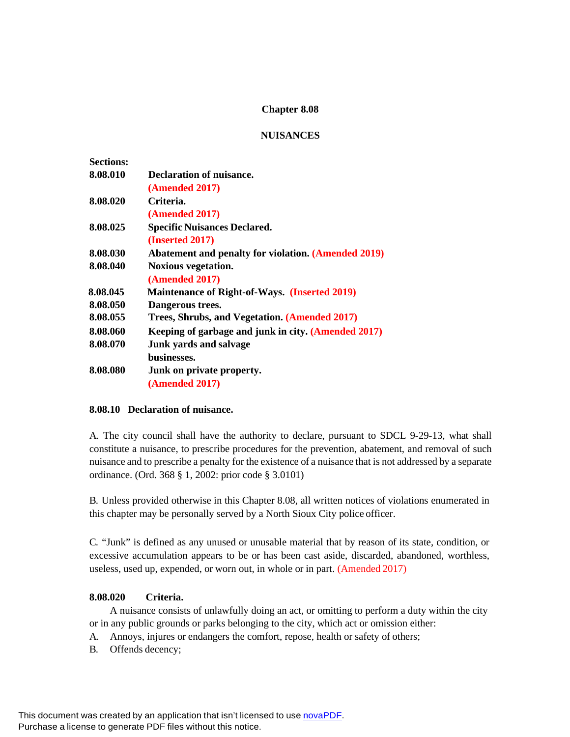# Chapter 8.08

## NUISANCES

**Sections:**

| | |
|---|---|
| **8.08.010** | **Declaration of nuisance. (Amended 2017)** |
| **8.08.020** | **Criteria. (Amended 2017)** |
| **8.08.025** | **Specific Nuisances Declared. (Inserted 2017)** |
| **8.08.030** | **Abatement and penalty for violation. (Amended 2019)** |
| **8.08.040** | **Noxious vegetation. (Amended 2017)** |
| **8.08.045** | **Maintenance of Right-of-Ways. (Inserted 2019)** |
| **8.08.050** | **Dangerous trees.** |
| **8.08.055** | **Trees, Shrubs, and Vegetation. (Amended 2017)** |
| **8.08.060** | **Keeping of garbage and junk in city. (Amended 2017)** |
| **8.08.070** | **Junk yards and salvage businesses.** |
| **8.08.080** | **Junk on private property. (Amended 2017)** |

### 8.08.10 Declaration of nuisance.

A. The city council shall have the authority to declare, pursuant to SDCL 9-29-13, what shall constitute a nuisance, to prescribe procedures for the prevention, abatement, and removal of such nuisance and to prescribe a penalty for the existence of a nuisance that is not addressed by a separate ordinance. (Ord. 368 § 1, 2002: prior code § 3.0101)

B. Unless provided otherwise in this Chapter 8.08, all written notices of violations enumerated in this chapter may be personally served by a North Sioux City police officer.

C. "Junk" is defined as any unused or unusable material that by reason of its state, condition, or excessive accumulation appears to be or has been cast aside, discarded, abandoned, worthless, useless, used up, expended, or worn out, in whole or in part. (Amended 2017)

### 8.08.020 Criteria.

A nuisance consists of unlawfully doing an act, or omitting to perform a duty within the city or in any public grounds or parks belonging to the city, which act or omission either:

A. Annoys, injures or endangers the comfort, repose, health or safety of others;

B. Offends decency;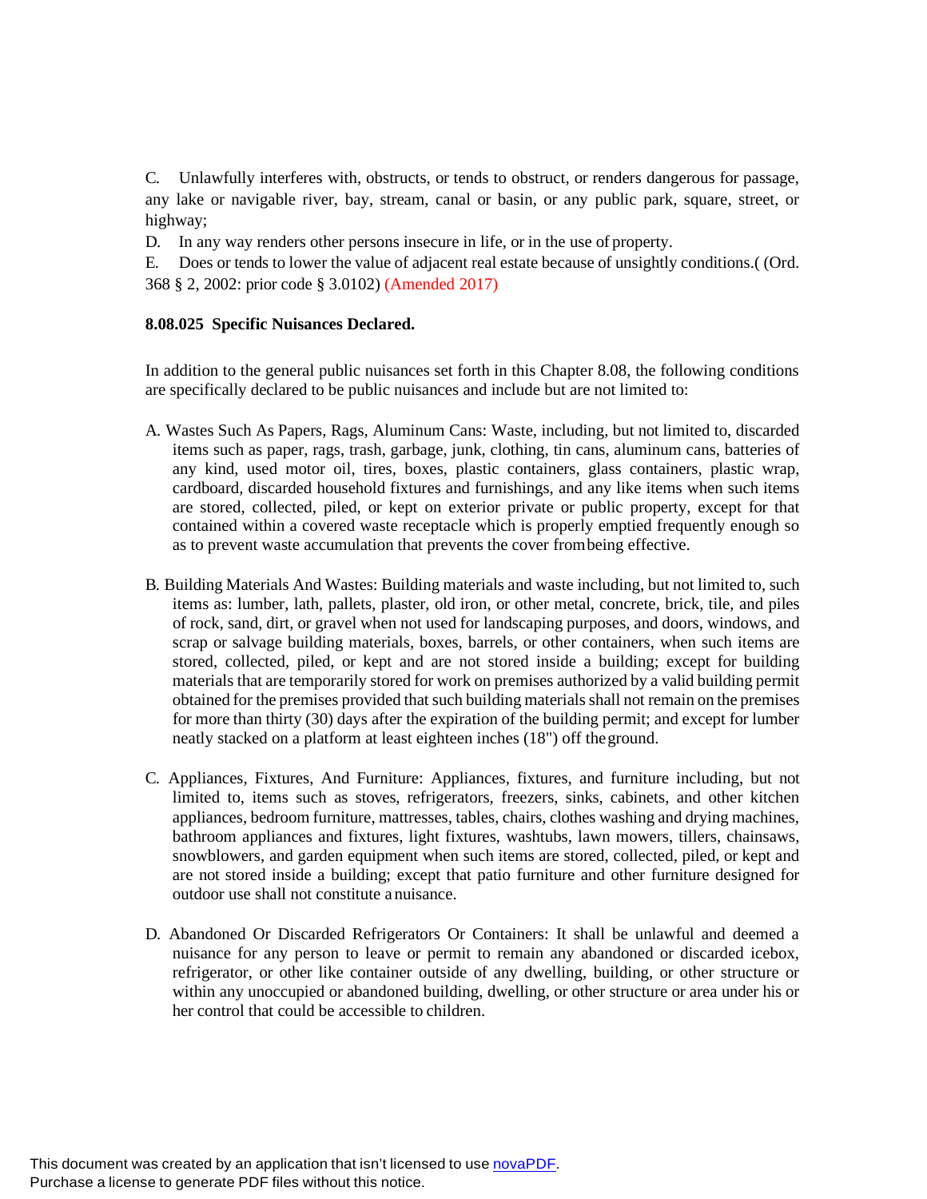C. Unlawfully interferes with, obstructs, or tends to obstruct, or renders dangerous for passage, any lake or navigable river, bay, stream, canal or basin, or any public park, square, street, or highway;

D. In any way renders other persons insecure in life, or in the use of property.

E. Does or tends to lower the value of adjacent real estate because of unsightly conditions.( (Ord. 368 § 2, 2002: prior code § 3.0102) (Amended 2017)

**8.08.025 Specific Nuisances Declared.**

In addition to the general public nuisances set forth in this Chapter 8.08, the following conditions are specifically declared to be public nuisances and include but are not limited to:

A. Wastes Such As Papers, Rags, Aluminum Cans: Waste, including, but not limited to, discarded items such as paper, rags, trash, garbage, junk, clothing, tin cans, aluminum cans, batteries of any kind, used motor oil, tires, boxes, plastic containers, glass containers, plastic wrap, cardboard, discarded household fixtures and furnishings, and any like items when such items are stored, collected, piled, or kept on exterior private or public property, except for that contained within a covered waste receptacle which is properly emptied frequently enough so as to prevent waste accumulation that prevents the cover from being effective.

B. Building Materials And Wastes: Building materials and waste including, but not limited to, such items as: lumber, lath, pallets, plaster, old iron, or other metal, concrete, brick, tile, and piles of rock, sand, dirt, or gravel when not used for landscaping purposes, and doors, windows, and scrap or salvage building materials, boxes, barrels, or other containers, when such items are stored, collected, piled, or kept and are not stored inside a building; except for building materials that are temporarily stored for work on premises authorized by a valid building permit obtained for the premises provided that such building materials shall not remain on the premises for more than thirty (30) days after the expiration of the building permit; and except for lumber neatly stacked on a platform at least eighteen inches (18") off the ground.

C. Appliances, Fixtures, And Furniture: Appliances, fixtures, and furniture including, but not limited to, items such as stoves, refrigerators, freezers, sinks, cabinets, and other kitchen appliances, bedroom furniture, mattresses, tables, chairs, clothes washing and drying machines, bathroom appliances and fixtures, light fixtures, washtubs, lawn mowers, tillers, chainsaws, snowblowers, and garden equipment when such items are stored, collected, piled, or kept and are not stored inside a building; except that patio furniture and other furniture designed for outdoor use shall not constitute a nuisance.

D. Abandoned Or Discarded Refrigerators Or Containers: It shall be unlawful and deemed a nuisance for any person to leave or permit to remain any abandoned or discarded icebox, refrigerator, or other like container outside of any dwelling, building, or other structure or within any unoccupied or abandoned building, dwelling, or other structure or area under his or her control that could be accessible to children.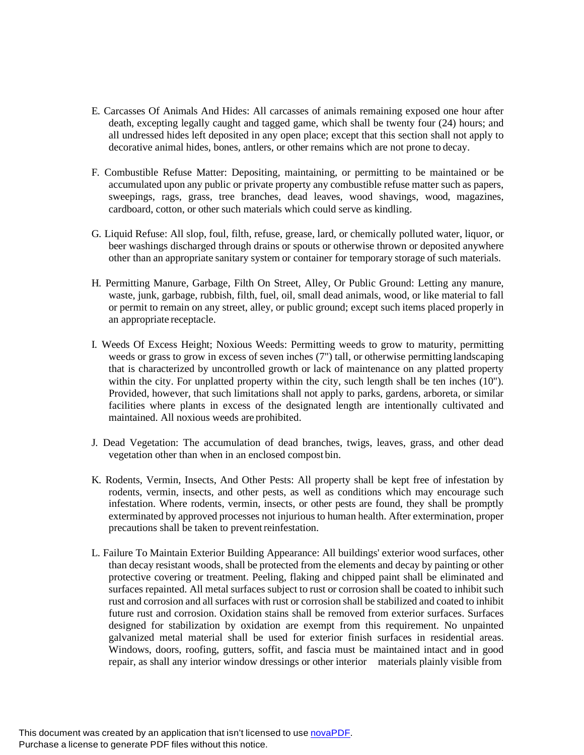E. Carcasses Of Animals And Hides: All carcasses of animals remaining exposed one hour after death, excepting legally caught and tagged game, which shall be twenty four (24) hours; and all undressed hides left deposited in any open place; except that this section shall not apply to decorative animal hides, bones, antlers, or other remains which are not prone to decay.

F. Combustible Refuse Matter: Depositing, maintaining, or permitting to be maintained or be accumulated upon any public or private property any combustible refuse matter such as papers, sweepings, rags, grass, tree branches, dead leaves, wood shavings, wood, magazines, cardboard, cotton, or other such materials which could serve as kindling.

G. Liquid Refuse: All slop, foul, filth, refuse, grease, lard, or chemically polluted water, liquor, or beer washings discharged through drains or spouts or otherwise thrown or deposited anywhere other than an appropriate sanitary system or container for temporary storage of such materials.

H. Permitting Manure, Garbage, Filth On Street, Alley, Or Public Ground: Letting any manure, waste, junk, garbage, rubbish, filth, fuel, oil, small dead animals, wood, or like material to fall or permit to remain on any street, alley, or public ground; except such items placed properly in an appropriate receptacle.

I. Weeds Of Excess Height; Noxious Weeds: Permitting weeds to grow to maturity, permitting weeds or grass to grow in excess of seven inches (7") tall, or otherwise permitting landscaping that is characterized by uncontrolled growth or lack of maintenance on any platted property within the city. For unplatted property within the city, such length shall be ten inches (10"). Provided, however, that such limitations shall not apply to parks, gardens, arboreta, or similar facilities where plants in excess of the designated length are intentionally cultivated and maintained. All noxious weeds are prohibited.

J. Dead Vegetation: The accumulation of dead branches, twigs, leaves, grass, and other dead vegetation other than when in an enclosed compost bin.

K. Rodents, Vermin, Insects, And Other Pests: All property shall be kept free of infestation by rodents, vermin, insects, and other pests, as well as conditions which may encourage such infestation. Where rodents, vermin, insects, or other pests are found, they shall be promptly exterminated by approved processes not injurious to human health. After extermination, proper precautions shall be taken to prevent reinfestation.

L. Failure To Maintain Exterior Building Appearance: All buildings' exterior wood surfaces, other than decay resistant woods, shall be protected from the elements and decay by painting or other protective covering or treatment. Peeling, flaking and chipped paint shall be eliminated and surfaces repainted. All metal surfaces subject to rust or corrosion shall be coated to inhibit such rust and corrosion and all surfaces with rust or corrosion shall be stabilized and coated to inhibit future rust and corrosion. Oxidation stains shall be removed from exterior surfaces. Surfaces designed for stabilization by oxidation are exempt from this requirement. No unpainted galvanized metal material shall be used for exterior finish surfaces in residential areas. Windows, doors, roofing, gutters, soffit, and fascia must be maintained intact and in good repair, as shall any interior window dressings or other interior materials plainly visible from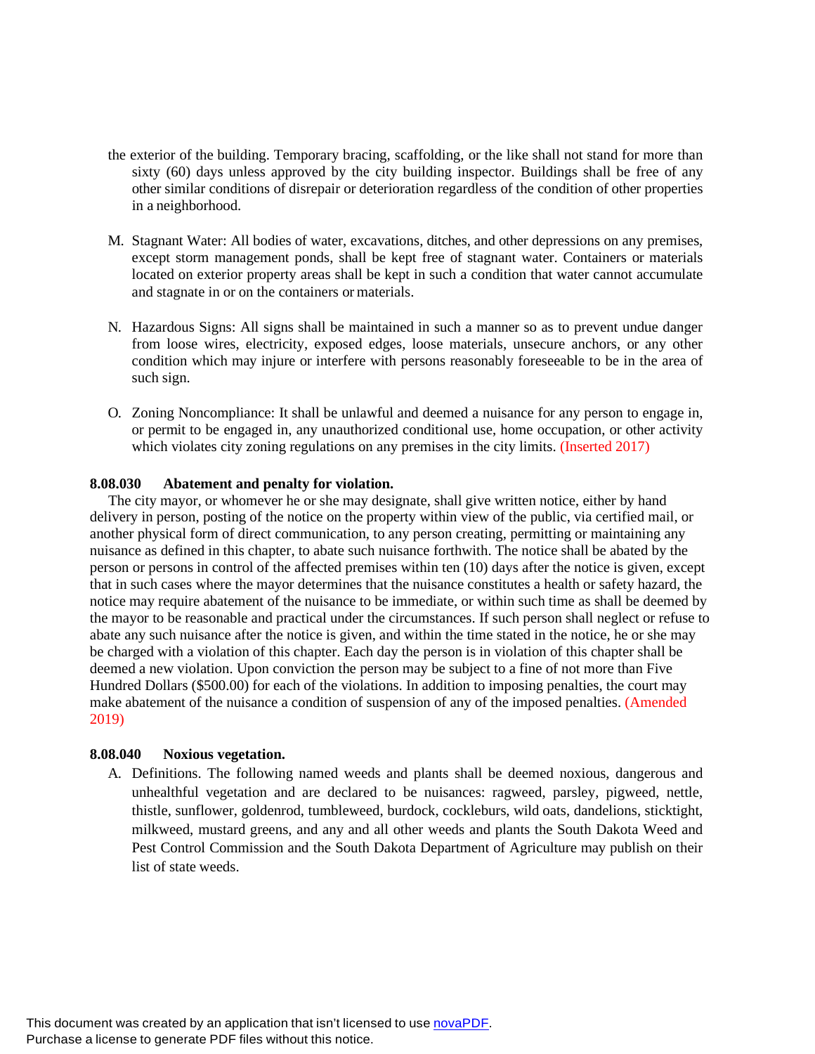the exterior of the building. Temporary bracing, scaffolding, or the like shall not stand for more than sixty (60) days unless approved by the city building inspector. Buildings shall be free of any other similar conditions of disrepair or deterioration regardless of the condition of other properties in a neighborhood.

M. Stagnant Water: All bodies of water, excavations, ditches, and other depressions on any premises, except storm management ponds, shall be kept free of stagnant water. Containers or materials located on exterior property areas shall be kept in such a condition that water cannot accumulate and stagnate in or on the containers or materials.

N. Hazardous Signs: All signs shall be maintained in such a manner so as to prevent undue danger from loose wires, electricity, exposed edges, loose materials, unsecure anchors, or any other condition which may injure or interfere with persons reasonably foreseeable to be in the area of such sign.

O. Zoning Noncompliance: It shall be unlawful and deemed a nuisance for any person to engage in, or permit to be engaged in, any unauthorized conditional use, home occupation, or other activity which violates city zoning regulations on any premises in the city limits. (Inserted 2017)

**8.08.030 Abatement and penalty for violation.**

The city mayor, or whomever he or she may designate, shall give written notice, either by hand delivery in person, posting of the notice on the property within view of the public, via certified mail, or another physical form of direct communication, to any person creating, permitting or maintaining any nuisance as defined in this chapter, to abate such nuisance forthwith. The notice shall be abated by the person or persons in control of the affected premises within ten (10) days after the notice is given, except that in such cases where the mayor determines that the nuisance constitutes a health or safety hazard, the notice may require abatement of the nuisance to be immediate, or within such time as shall be deemed by the mayor to be reasonable and practical under the circumstances. If such person shall neglect or refuse to abate any such nuisance after the notice is given, and within the time stated in the notice, he or she may be charged with a violation of this chapter. Each day the person is in violation of this chapter shall be deemed a new violation. Upon conviction the person may be subject to a fine of not more than Five Hundred Dollars ($500.00) for each of the violations. In addition to imposing penalties, the court may make abatement of the nuisance a condition of suspension of any of the imposed penalties. (Amended 2019)

**8.08.040 Noxious vegetation.**

A. Definitions. The following named weeds and plants shall be deemed noxious, dangerous and unhealthful vegetation and are declared to be nuisances: ragweed, parsley, pigweed, nettle, thistle, sunflower, goldenrod, tumbleweed, burdock, cockleburs, wild oats, dandelions, sticktight, milkweed, mustard greens, and any and all other weeds and plants the South Dakota Weed and Pest Control Commission and the South Dakota Department of Agriculture may publish on their list of state weeds.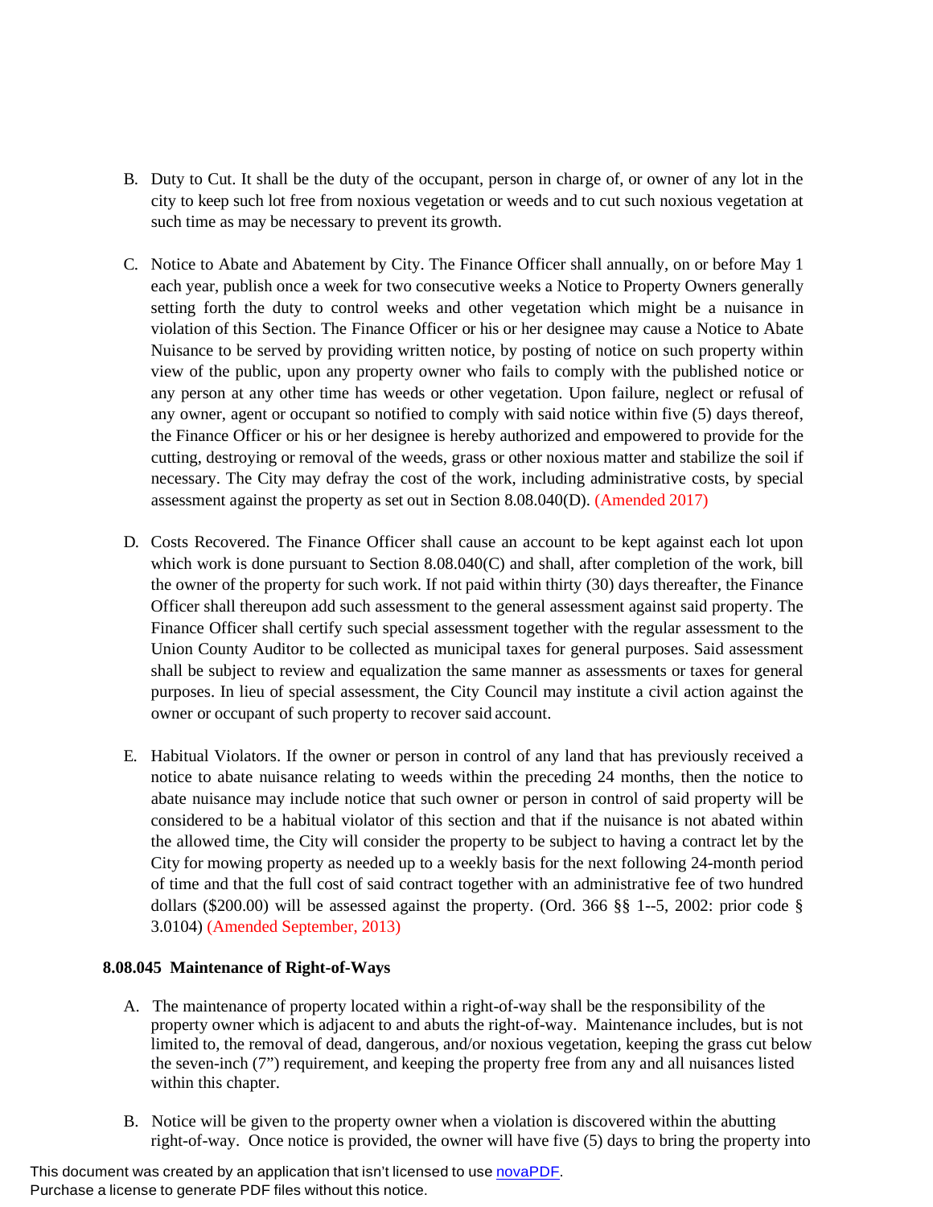B. Duty to Cut. It shall be the duty of the occupant, person in charge of, or owner of any lot in the city to keep such lot free from noxious vegetation or weeds and to cut such noxious vegetation at such time as may be necessary to prevent its growth.

C. Notice to Abate and Abatement by City. The Finance Officer shall annually, on or before May 1 each year, publish once a week for two consecutive weeks a Notice to Property Owners generally setting forth the duty to control weeks and other vegetation which might be a nuisance in violation of this Section. The Finance Officer or his or her designee may cause a Notice to Abate Nuisance to be served by providing written notice, by posting of notice on such property within view of the public, upon any property owner who fails to comply with the published notice or any person at any other time has weeds or other vegetation. Upon failure, neglect or refusal of any owner, agent or occupant so notified to comply with said notice within five (5) days thereof, the Finance Officer or his or her designee is hereby authorized and empowered to provide for the cutting, destroying or removal of the weeds, grass or other noxious matter and stabilize the soil if necessary. The City may defray the cost of the work, including administrative costs, by special assessment against the property as set out in Section 8.08.040(D). (Amended 2017)

D. Costs Recovered. The Finance Officer shall cause an account to be kept against each lot upon which work is done pursuant to Section 8.08.040(C) and shall, after completion of the work, bill the owner of the property for such work. If not paid within thirty (30) days thereafter, the Finance Officer shall thereupon add such assessment to the general assessment against said property. The Finance Officer shall certify such special assessment together with the regular assessment to the Union County Auditor to be collected as municipal taxes for general purposes. Said assessment shall be subject to review and equalization the same manner as assessments or taxes for general purposes. In lieu of special assessment, the City Council may institute a civil action against the owner or occupant of such property to recover said account.

E. Habitual Violators. If the owner or person in control of any land that has previously received a notice to abate nuisance relating to weeds within the preceding 24 months, then the notice to abate nuisance may include notice that such owner or person in control of said property will be considered to be a habitual violator of this section and that if the nuisance is not abated within the allowed time, the City will consider the property to be subject to having a contract let by the City for mowing property as needed up to a weekly basis for the next following 24-month period of time and that the full cost of said contract together with an administrative fee of two hundred dollars ($200.00) will be assessed against the property. (Ord. 366 §§ 1--5, 2002: prior code § 3.0104) (Amended September, 2013)

**8.08.045 Maintenance of Right-of-Ways**

A. The maintenance of property located within a right-of-way shall be the responsibility of the property owner which is adjacent to and abuts the right-of-way. Maintenance includes, but is not limited to, the removal of dead, dangerous, and/or noxious vegetation, keeping the grass cut below the seven-inch (7") requirement, and keeping the property free from any and all nuisances listed within this chapter.

B. Notice will be given to the property owner when a violation is discovered within the abutting right-of-way. Once notice is provided, the owner will have five (5) days to bring the property into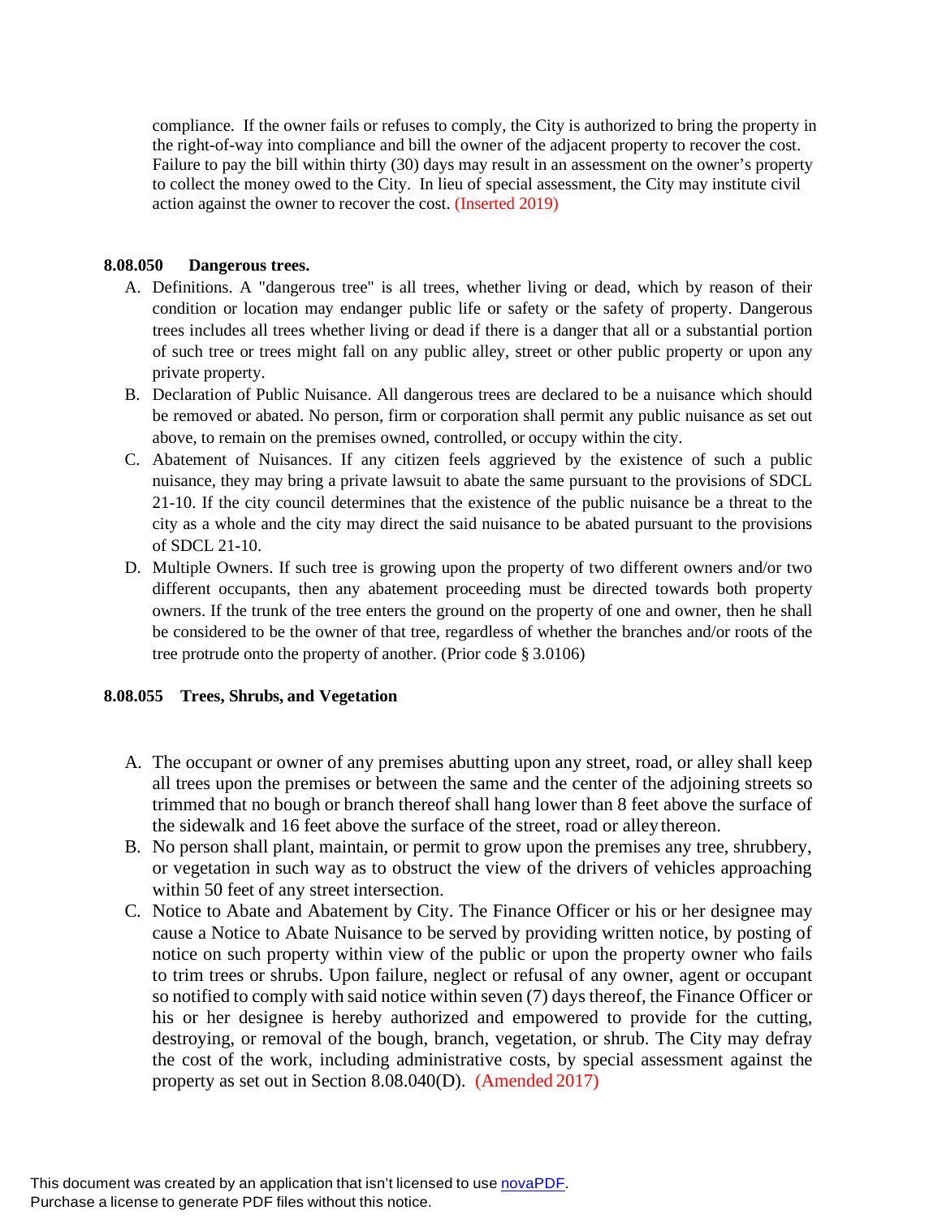compliance. If the owner fails or refuses to comply, the City is authorized to bring the property in the right-of-way into compliance and bill the owner of the adjacent property to recover the cost. Failure to pay the bill within thirty (30) days may result in an assessment on the owner's property to collect the money owed to the City. In lieu of special assessment, the City may institute civil action against the owner to recover the cost. (Inserted 2019)

**8.08.050 Dangerous trees.**

A. Definitions. A "dangerous tree" is all trees, whether living or dead, which by reason of their condition or location may endanger public life or safety or the safety of property. Dangerous trees includes all trees whether living or dead if there is a danger that all or a substantial portion of such tree or trees might fall on any public alley, street or other public property or upon any private property.

B. Declaration of Public Nuisance. All dangerous trees are declared to be a nuisance which should be removed or abated. No person, firm or corporation shall permit any public nuisance as set out above, to remain on the premises owned, controlled, or occupy within the city.

C. Abatement of Nuisances. If any citizen feels aggrieved by the existence of such a public nuisance, they may bring a private lawsuit to abate the same pursuant to the provisions of SDCL 21-10. If the city council determines that the existence of the public nuisance be a threat to the city as a whole and the city may direct the said nuisance to be abated pursuant to the provisions of SDCL 21-10.

D. Multiple Owners. If such tree is growing upon the property of two different owners and/or two different occupants, then any abatement proceeding must be directed towards both property owners. If the trunk of the tree enters the ground on the property of one and owner, then he shall be considered to be the owner of that tree, regardless of whether the branches and/or roots of the tree protrude onto the property of another. (Prior code § 3.0106)

**8.08.055 Trees, Shrubs, and Vegetation**

A. The occupant or owner of any premises abutting upon any street, road, or alley shall keep all trees upon the premises or between the same and the center of the adjoining streets so trimmed that no bough or branch thereof shall hang lower than 8 feet above the surface of the sidewalk and 16 feet above the surface of the street, road or alley thereon.

B. No person shall plant, maintain, or permit to grow upon the premises any tree, shrubbery, or vegetation in such way as to obstruct the view of the drivers of vehicles approaching within 50 feet of any street intersection.

C. Notice to Abate and Abatement by City. The Finance Officer or his or her designee may cause a Notice to Abate Nuisance to be served by providing written notice, by posting of notice on such property within view of the public or upon the property owner who fails to trim trees or shrubs. Upon failure, neglect or refusal of any owner, agent or occupant so notified to comply with said notice within seven (7) days thereof, the Finance Officer or his or her designee is hereby authorized and empowered to provide for the cutting, destroying, or removal of the bough, branch, vegetation, or shrub. The City may defray the cost of the work, including administrative costs, by special assessment against the property as set out in Section 8.08.040(D). (Amended 2017)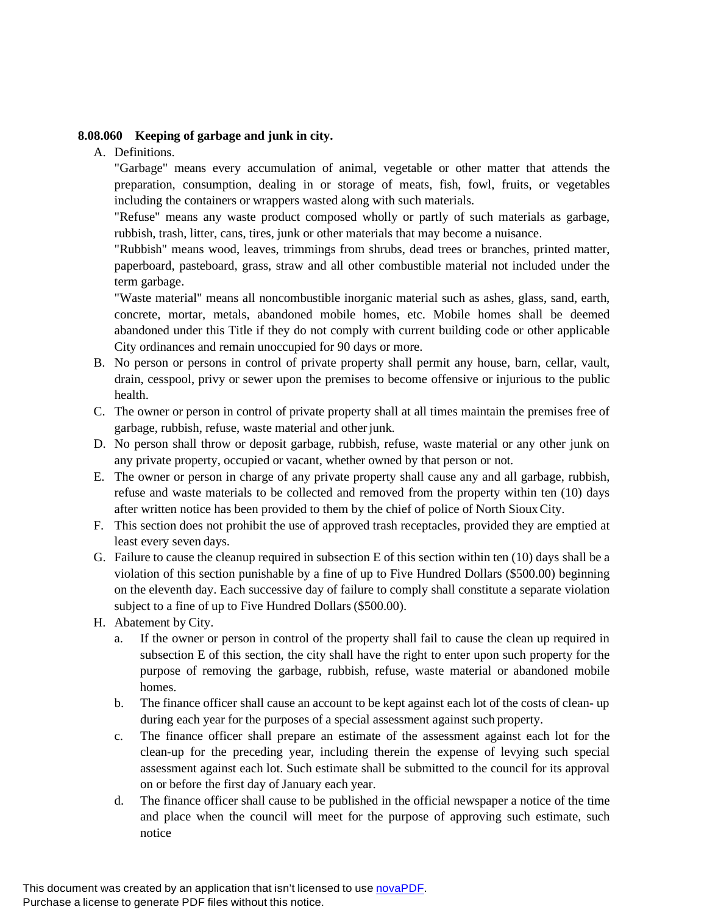**8.08.060 Keeping of garbage and junk in city.**

A. Definitions.

"Garbage" means every accumulation of animal, vegetable or other matter that attends the preparation, consumption, dealing in or storage of meats, fish, fowl, fruits, or vegetables including the containers or wrappers wasted along with such materials.

"Refuse" means any waste product composed wholly or partly of such materials as garbage, rubbish, trash, litter, cans, tires, junk or other materials that may become a nuisance.

"Rubbish" means wood, leaves, trimmings from shrubs, dead trees or branches, printed matter, paperboard, pasteboard, grass, straw and all other combustible material not included under the term garbage.

"Waste material" means all noncombustible inorganic material such as ashes, glass, sand, earth, concrete, mortar, metals, abandoned mobile homes, etc. Mobile homes shall be deemed abandoned under this Title if they do not comply with current building code or other applicable City ordinances and remain unoccupied for 90 days or more.

B. No person or persons in control of private property shall permit any house, barn, cellar, vault, drain, cesspool, privy or sewer upon the premises to become offensive or injurious to the public health.

C. The owner or person in control of private property shall at all times maintain the premises free of garbage, rubbish, refuse, waste material and other junk.

D. No person shall throw or deposit garbage, rubbish, refuse, waste material or any other junk on any private property, occupied or vacant, whether owned by that person or not.

E. The owner or person in charge of any private property shall cause any and all garbage, rubbish, refuse and waste materials to be collected and removed from the property within ten (10) days after written notice has been provided to them by the chief of police of North Sioux City.

F. This section does not prohibit the use of approved trash receptacles, provided they are emptied at least every seven days.

G. Failure to cause the cleanup required in subsection E of this section within ten (10) days shall be a violation of this section punishable by a fine of up to Five Hundred Dollars ($500.00) beginning on the eleventh day. Each successive day of failure to comply shall constitute a separate violation subject to a fine of up to Five Hundred Dollars ($500.00).

H. Abatement by City.

   a. If the owner or person in control of the property shall fail to cause the clean up required in subsection E of this section, the city shall have the right to enter upon such property for the purpose of removing the garbage, rubbish, refuse, waste material or abandoned mobile homes.

   b. The finance officer shall cause an account to be kept against each lot of the costs of clean- up during each year for the purposes of a special assessment against such property.

   c. The finance officer shall prepare an estimate of the assessment against each lot for the clean-up for the preceding year, including therein the expense of levying such special assessment against each lot. Such estimate shall be submitted to the council for its approval on or before the first day of January each year.

   d. The finance officer shall cause to be published in the official newspaper a notice of the time and place when the council will meet for the purpose of approving such estimate, such notice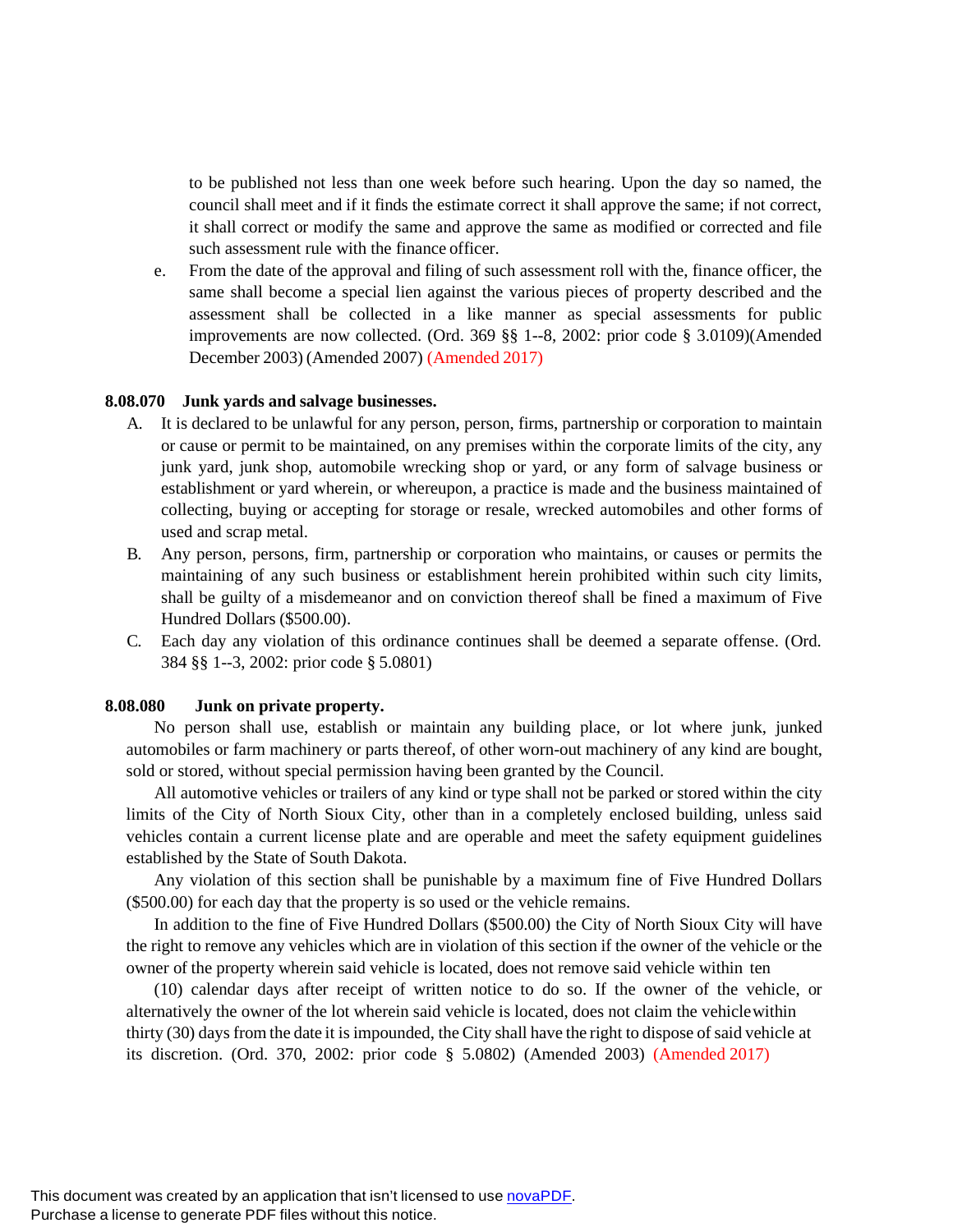to be published not less than one week before such hearing. Upon the day so named, the council shall meet and if it finds the estimate correct it shall approve the same; if not correct, it shall correct or modify the same and approve the same as modified or corrected and file such assessment rule with the finance officer.

e. From the date of the approval and filing of such assessment roll with the, finance officer, the same shall become a special lien against the various pieces of property described and the assessment shall be collected in a like manner as special assessments for public improvements are now collected. (Ord. 369 §§ 1--8, 2002: prior code § 3.0109)(Amended December 2003) (Amended 2007) (Amended 2017)

**8.08.070 Junk yards and salvage businesses.**

A. It is declared to be unlawful for any person, person, firms, partnership or corporation to maintain or cause or permit to be maintained, on any premises within the corporate limits of the city, any junk yard, junk shop, automobile wrecking shop or yard, or any form of salvage business or establishment or yard wherein, or whereupon, a practice is made and the business maintained of collecting, buying or accepting for storage or resale, wrecked automobiles and other forms of used and scrap metal.

B. Any person, persons, firm, partnership or corporation who maintains, or causes or permits the maintaining of any such business or establishment herein prohibited within such city limits, shall be guilty of a misdemeanor and on conviction thereof shall be fined a maximum of Five Hundred Dollars ($500.00).

C. Each day any violation of this ordinance continues shall be deemed a separate offense. (Ord. 384 §§ 1--3, 2002: prior code § 5.0801)

**8.08.080 Junk on private property.**

No person shall use, establish or maintain any building place, or lot where junk, junked automobiles or farm machinery or parts thereof, of other worn-out machinery of any kind are bought, sold or stored, without special permission having been granted by the Council.

All automotive vehicles or trailers of any kind or type shall not be parked or stored within the city limits of the City of North Sioux City, other than in a completely enclosed building, unless said vehicles contain a current license plate and are operable and meet the safety equipment guidelines established by the State of South Dakota.

Any violation of this section shall be punishable by a maximum fine of Five Hundred Dollars ($500.00) for each day that the property is so used or the vehicle remains.

In addition to the fine of Five Hundred Dollars ($500.00) the City of North Sioux City will have the right to remove any vehicles which are in violation of this section if the owner of the vehicle or the owner of the property wherein said vehicle is located, does not remove said vehicle within ten (10) calendar days after receipt of written notice to do so. If the owner of the vehicle, or alternatively the owner of the lot wherein said vehicle is located, does not claim the vehicle within thirty (30) days from the date it is impounded, the City shall have the right to dispose of said vehicle at its discretion. (Ord. 370, 2002: prior code § 5.0802) (Amended 2003) (Amended 2017)